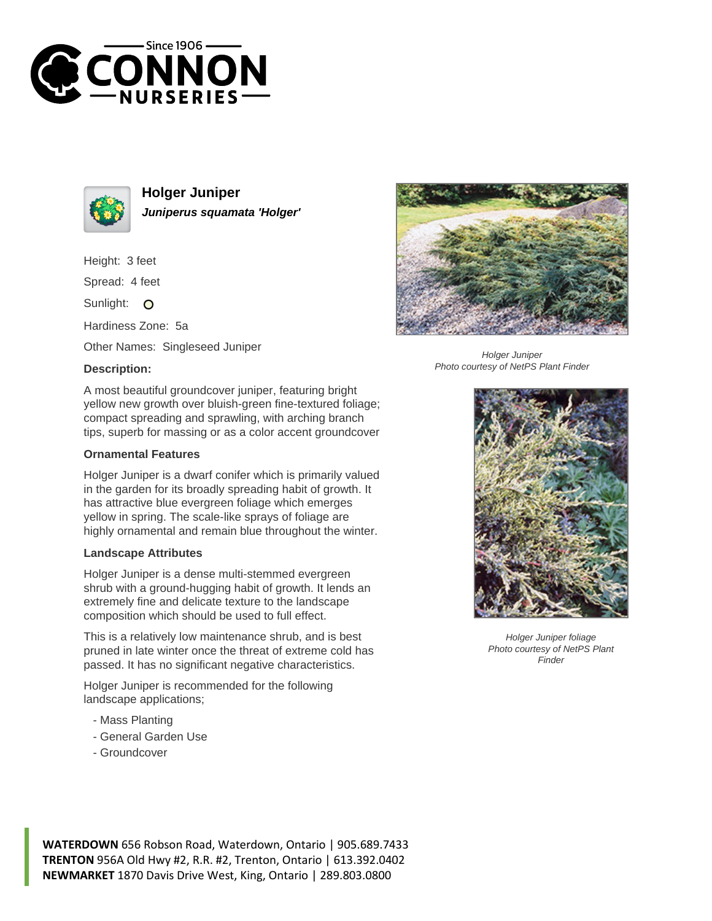# Holger Juniper

***Juniperus squamata 'Holger'***

Height: 3 feet

Spread: 4 feet

Sunlight: O

Hardiness Zone: 5a

Other Names: Singleseed Juniper

### Description:

A most beautiful groundcover juniper, featuring bright yellow new growth over bluish-green fine-textured foliage; compact spreading and sprawling, with arching branch tips, superb for massing or as a color accent groundcover

### Ornamental Features

Holger Juniper is a dwarf conifer which is primarily valued in the garden for its broadly spreading habit of growth. It has attractive blue evergreen foliage which emerges yellow in spring. The scale-like sprays of foliage are highly ornamental and remain blue throughout the winter.

### Landscape Attributes

Holger Juniper is a dense multi-stemmed evergreen shrub with a ground-hugging habit of growth. It lends an extremely fine and delicate texture to the landscape composition which should be used to full effect.

This is a relatively low maintenance shrub, and is best pruned in late winter once the threat of extreme cold has passed. It has no significant negative characteristics.

Holger Juniper is recommended for the following landscape applications;

- Mass Planting
- General Garden Use
- Groundcover

*Holger Juniper*
*Photo courtesy of NetPS Plant Finder*

*Holger Juniper foliage*
*Photo courtesy of NetPS Plant Finder*

**WATERDOWN** 656 Robson Road, Waterdown, Ontario | 905.689.7433
**TRENTON** 956A Old Hwy #2, R.R. #2, Trenton, Ontario | 613.392.0402
**NEWMARKET** 1870 Davis Drive West, King, Ontario | 289.803.0800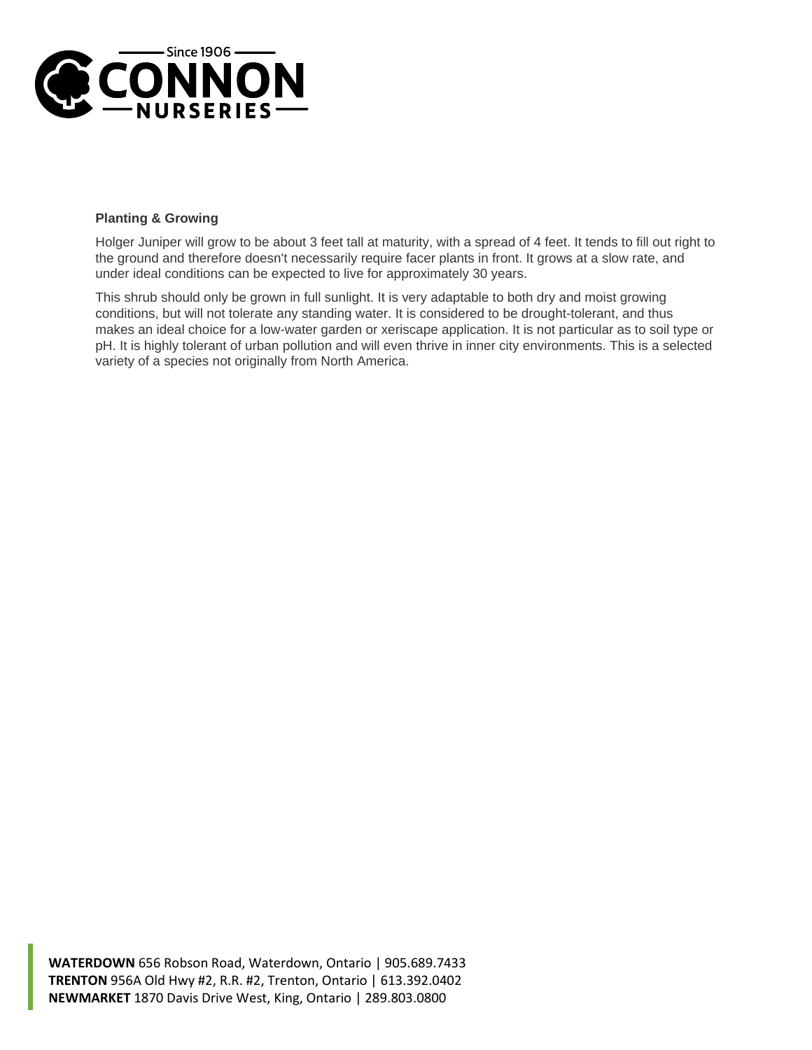### Planting & Growing

Holger Juniper will grow to be about 3 feet tall at maturity, with a spread of 4 feet. It tends to fill out right to the ground and therefore doesn't necessarily require facer plants in front. It grows at a slow rate, and under ideal conditions can be expected to live for approximately 30 years.

This shrub should only be grown in full sunlight. It is very adaptable to both dry and moist growing conditions, but will not tolerate any standing water. It is considered to be drought-tolerant, and thus makes an ideal choice for a low-water garden or xeriscape application. It is not particular as to soil type or pH. It is highly tolerant of urban pollution and will even thrive in inner city environments. This is a selected variety of a species not originally from North America.

**WATERDOWN** 656 Robson Road, Waterdown, Ontario | 905.689.7433
**TRENTON** 956A Old Hwy #2, R.R. #2, Trenton, Ontario | 613.392.0402
**NEWMARKET** 1870 Davis Drive West, King, Ontario | 289.803.0800